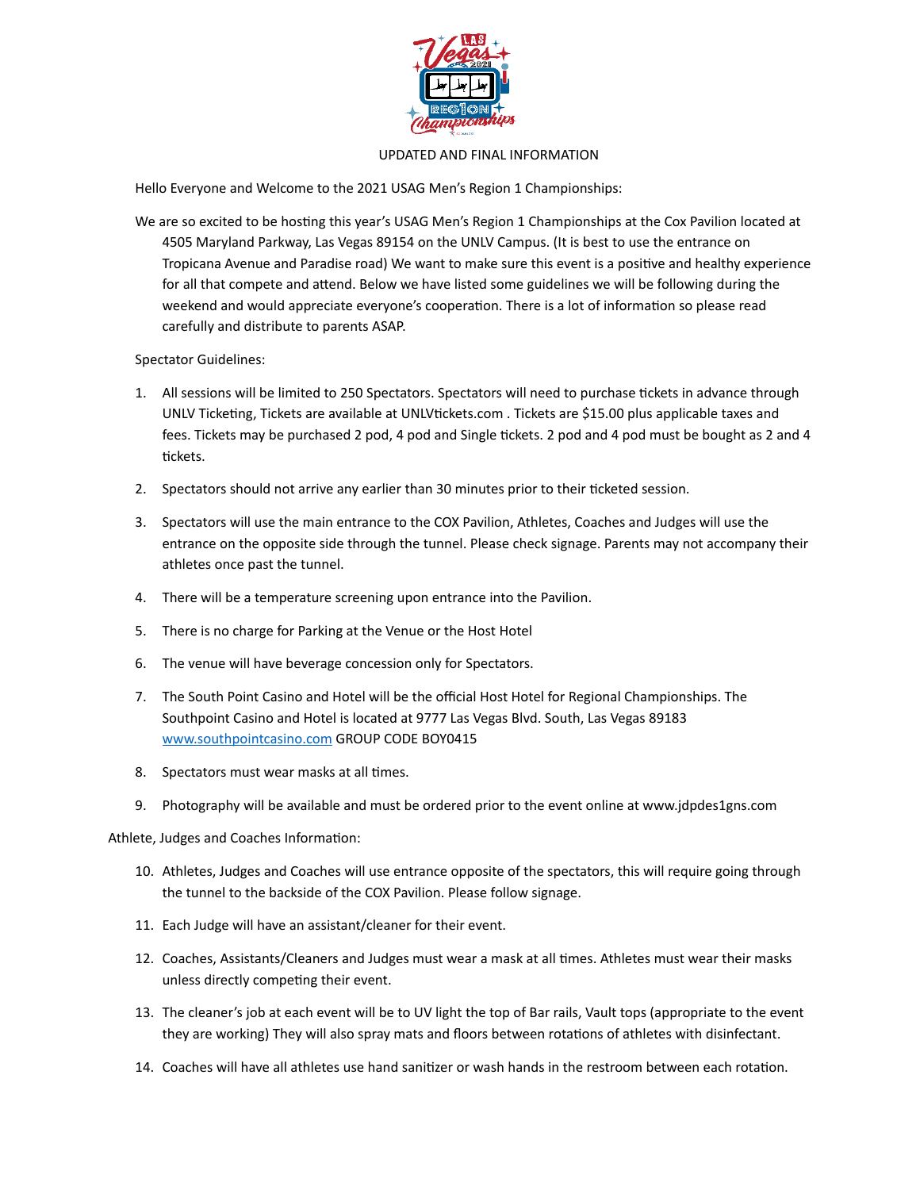UPDATED AND FINAL INFORMATION

Hello Everyone and Welcome to the 2021 USAG Men's Region 1 Championships:

We are so excited to be hosting this year's USAG Men's Region 1 Championships at the Cox Pavilion located at 4505 Maryland Parkway, Las Vegas 89154 on the UNLV Campus. (It is best to use the entrance on Tropicana Avenue and Paradise road) We want to make sure this event is a positive and healthy experience for all that compete and attend. Below we have listed some guidelines we will be following during the weekend and would appreciate everyone's cooperation. There is a lot of information so please read carefully and distribute to parents ASAP.

Spectator Guidelines:

1. All sessions will be limited to 250 Spectators. Spectators will need to purchase tickets in advance through UNLV Ticketing, Tickets are available at UNLVtickets.com . Tickets are $15.00 plus applicable taxes and fees. Tickets may be purchased 2 pod, 4 pod and Single tickets. 2 pod and 4 pod must be bought as 2 and 4 tickets.
2. Spectators should not arrive any earlier than 30 minutes prior to their ticketed session.
3. Spectators will use the main entrance to the COX Pavilion, Athletes, Coaches and Judges will use the entrance on the opposite side through the tunnel. Please check signage. Parents may not accompany their athletes once past the tunnel.
4. There will be a temperature screening upon entrance into the Pavilion.
5. There is no charge for Parking at the Venue or the Host Hotel
6. The venue will have beverage concession only for Spectators.
7. The South Point Casino and Hotel will be the official Host Hotel for Regional Championships. The Southpoint Casino and Hotel is located at 9777 Las Vegas Blvd. South, Las Vegas 89183 [www.southpointcasino.com](http://www.southpointcasino.com) GROUP CODE BOY0415
8. Spectators must wear masks at all times.
9. Photography will be available and must be ordered prior to the event online at www.jdpdes1gns.com

Athlete, Judges and Coaches Information:

10. Athletes, Judges and Coaches will use entrance opposite of the spectators, this will require going through the tunnel to the backside of the COX Pavilion. Please follow signage.
11. Each Judge will have an assistant/cleaner for their event.
12. Coaches, Assistants/Cleaners and Judges must wear a mask at all times. Athletes must wear their masks unless directly competing their event.
13. The cleaner's job at each event will be to UV light the top of Bar rails, Vault tops (appropriate to the event they are working) They will also spray mats and floors between rotations of athletes with disinfectant.
14. Coaches will have all athletes use hand sanitizer or wash hands in the restroom between each rotation.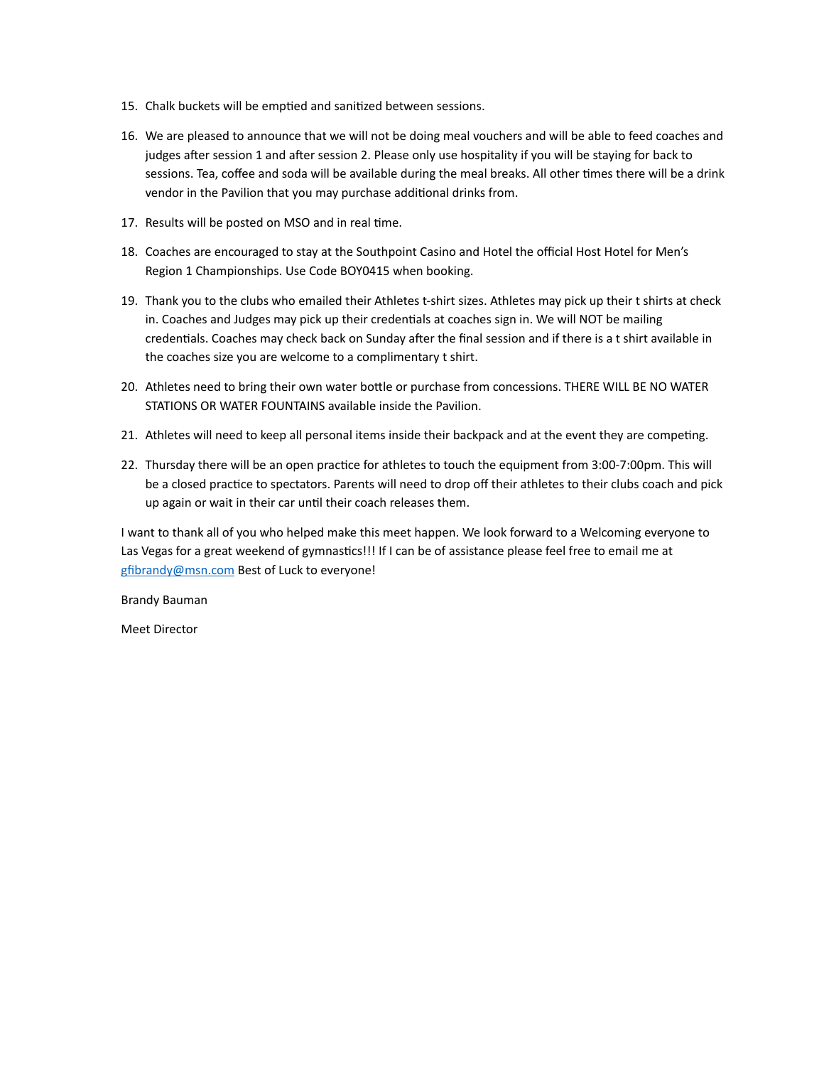15. Chalk buckets will be emptied and sanitized between sessions.

16. We are pleased to announce that we will not be doing meal vouchers and will be able to feed coaches and judges after session 1 and after session 2. Please only use hospitality if you will be staying for back to sessions. Tea, coffee and soda will be available during the meal breaks. All other times there will be a drink vendor in the Pavilion that you may purchase additional drinks from.

17. Results will be posted on MSO and in real time.

18. Coaches are encouraged to stay at the Southpoint Casino and Hotel the official Host Hotel for Men's Region 1 Championships. Use Code BOY0415 when booking.

19. Thank you to the clubs who emailed their Athletes t-shirt sizes. Athletes may pick up their t shirts at check in. Coaches and Judges may pick up their credentials at coaches sign in. We will NOT be mailing credentials. Coaches may check back on Sunday after the final session and if there is a t shirt available in the coaches size you are welcome to a complimentary t shirt.

20. Athletes need to bring their own water bottle or purchase from concessions. THERE WILL BE NO WATER STATIONS OR WATER FOUNTAINS available inside the Pavilion.

21. Athletes will need to keep all personal items inside their backpack and at the event they are competing.

22. Thursday there will be an open practice for athletes to touch the equipment from 3:00-7:00pm. This will be a closed practice to spectators. Parents will need to drop off their athletes to their clubs coach and pick up again or wait in their car until their coach releases them.

I want to thank all of you who helped make this meet happen. We look forward to a Welcoming everyone to Las Vegas for a great weekend of gymnastics!!! If I can be of assistance please feel free to email me at [gfibrandy@msn.com](mailto:gfibrandy@msn.com) Best of Luck to everyone!

Brandy Bauman

Meet Director